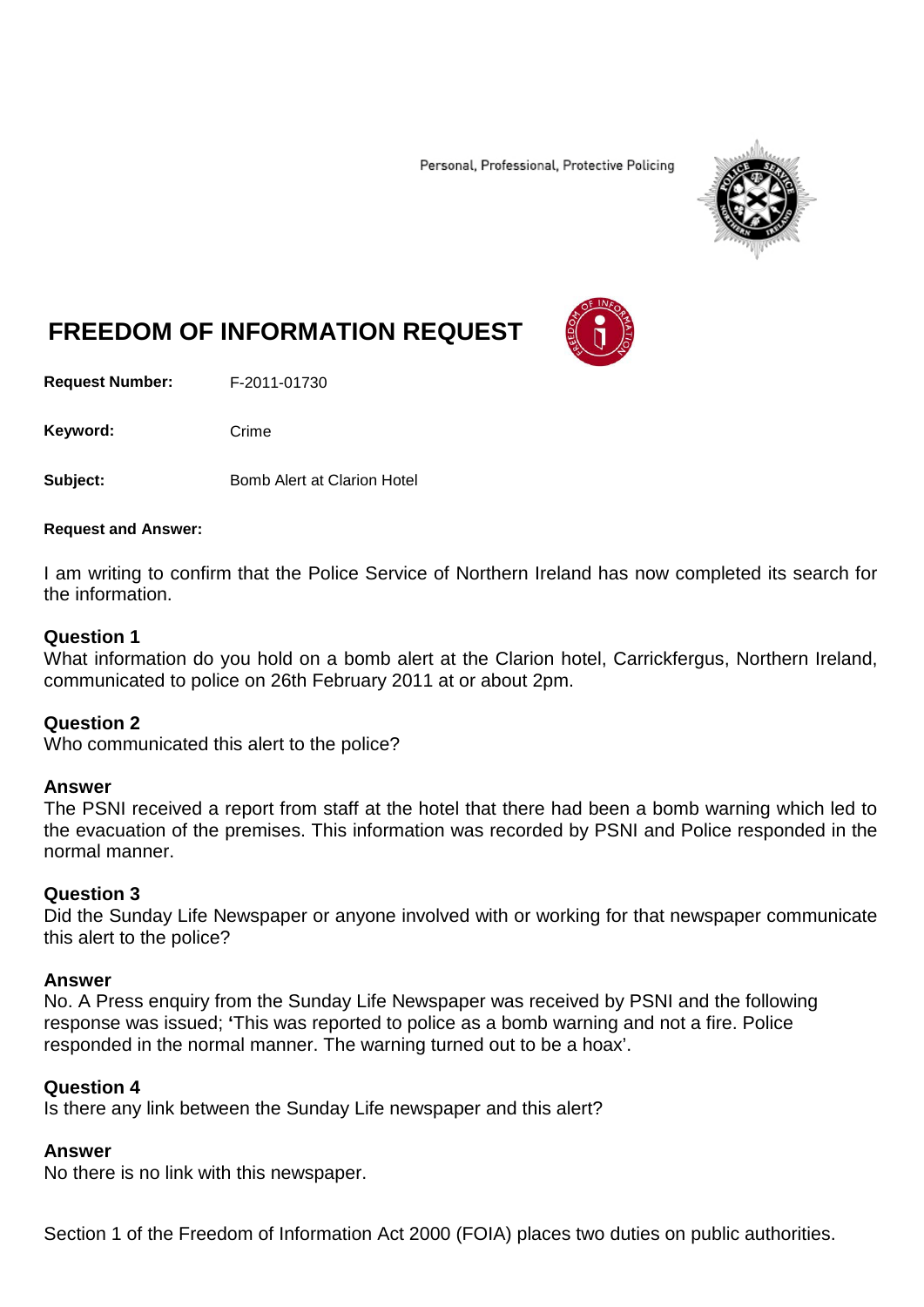Personal, Professional, Protective Policing

# FREEDOM OF INFORMATION REQUEST

**Request Number:** F-2011-01730

**Keyword:** Crime

**Subject:** Bomb Alert at Clarion Hotel

**Request and Answer:**

I am writing to confirm that the Police Service of Northern Ireland has now completed its search for the information.

### Question 1
What information do you hold on a bomb alert at the Clarion hotel, Carrickfergus, Northern Ireland, communicated to police on 26th February 2011 at or about 2pm.

### Question 2
Who communicated this alert to the police?

### Answer
The PSNI received a report from staff at the hotel that there had been a bomb warning which led to the evacuation of the premises. This information was recorded by PSNI and Police responded in the normal manner.

### Question 3
Did the Sunday Life Newspaper or anyone involved with or working for that newspaper communicate this alert to the police?

### Answer
No. A Press enquiry from the Sunday Life Newspaper was received by PSNI and the following response was issued; 'This was reported to police as a bomb warning and not a fire. Police responded in the normal manner. The warning turned out to be a hoax'.

### Question 4
Is there any link between the Sunday Life newspaper and this alert?

### Answer
No there is no link with this newspaper.

Section 1 of the Freedom of Information Act 2000 (FOIA) places two duties on public authorities.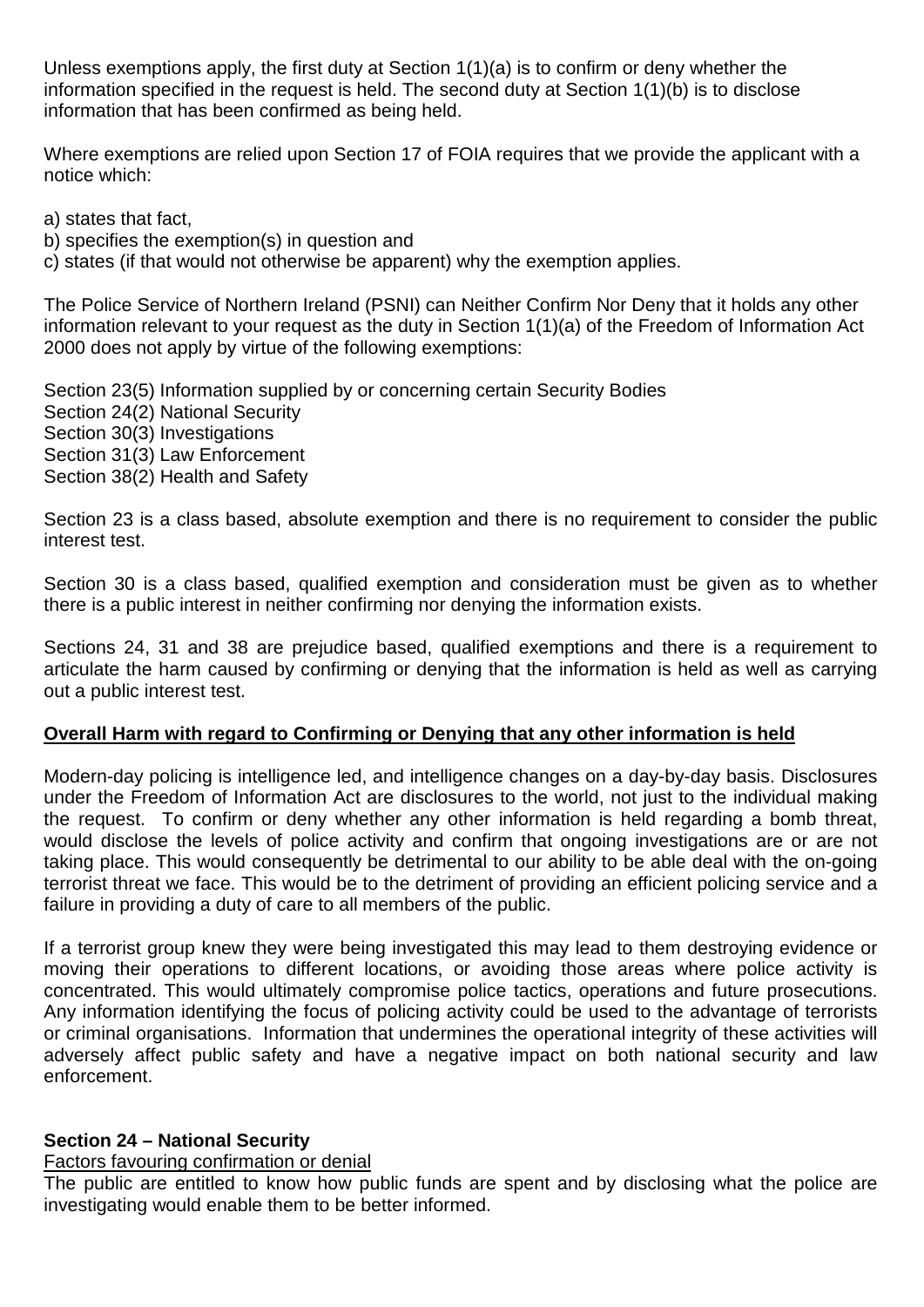Unless exemptions apply, the first duty at Section 1(1)(a) is to confirm or deny whether the information specified in the request is held. The second duty at Section 1(1)(b) is to disclose information that has been confirmed as being held.

Where exemptions are relied upon Section 17 of FOIA requires that we provide the applicant with a notice which:

a) states that fact,
b) specifies the exemption(s) in question and
c) states (if that would not otherwise be apparent) why the exemption applies.

The Police Service of Northern Ireland (PSNI) can Neither Confirm Nor Deny that it holds any other information relevant to your request as the duty in Section 1(1)(a) of the Freedom of Information Act 2000 does not apply by virtue of the following exemptions:

Section 23(5) Information supplied by or concerning certain Security Bodies
Section 24(2) National Security
Section 30(3) Investigations
Section 31(3) Law Enforcement
Section 38(2) Health and Safety

Section 23 is a class based, absolute exemption and there is no requirement to consider the public interest test.

Section 30 is a class based, qualified exemption and consideration must be given as to whether there is a public interest in neither confirming nor denying the information exists.

Sections 24, 31 and 38 are prejudice based, qualified exemptions and there is a requirement to articulate the harm caused by confirming or denying that the information is held as well as carrying out a public interest test.

**Overall Harm with regard to Confirming or Denying that any other information is held**

Modern-day policing is intelligence led, and intelligence changes on a day-by-day basis. Disclosures under the Freedom of Information Act are disclosures to the world, not just to the individual making the request. To confirm or deny whether any other information is held regarding a bomb threat, would disclose the levels of police activity and confirm that ongoing investigations are or are not taking place. This would consequently be detrimental to our ability to be able deal with the on-going terrorist threat we face. This would be to the detriment of providing an efficient policing service and a failure in providing a duty of care to all members of the public.

If a terrorist group knew they were being investigated this may lead to them destroying evidence or moving their operations to different locations, or avoiding those areas where police activity is concentrated. This would ultimately compromise police tactics, operations and future prosecutions. Any information identifying the focus of policing activity could be used to the advantage of terrorists or criminal organisations. Information that undermines the operational integrity of these activities will adversely affect public safety and have a negative impact on both national security and law enforcement.

**Section 24 – National Security**

Factors favouring confirmation or denial

The public are entitled to know how public funds are spent and by disclosing what the police are investigating would enable them to be better informed.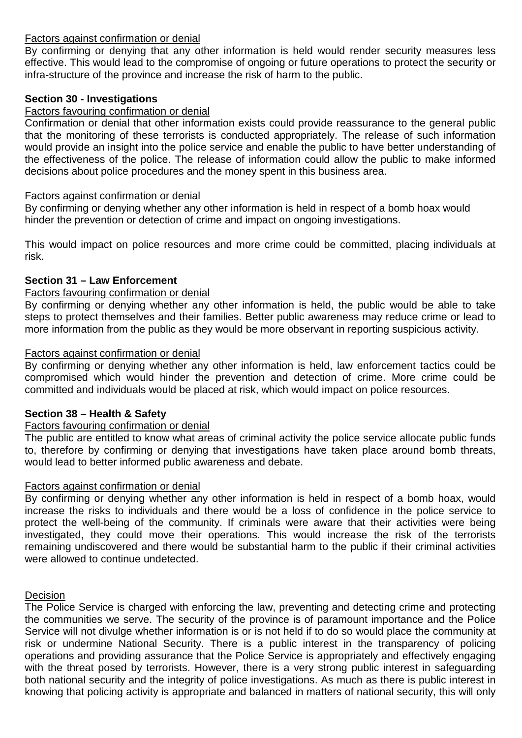Factors against confirmation or denial

By confirming or denying that any other information is held would render security measures less effective. This would lead to the compromise of ongoing or future operations to protect the security or infra-structure of the province and increase the risk of harm to the public.

**Section 30 - Investigations**

Factors favouring confirmation or denial

Confirmation or denial that other information exists could provide reassurance to the general public that the monitoring of these terrorists is conducted appropriately. The release of such information would provide an insight into the police service and enable the public to have better understanding of the effectiveness of the police. The release of information could allow the public to make informed decisions about police procedures and the money spent in this business area.

Factors against confirmation or denial

By confirming or denying whether any other information is held in respect of a bomb hoax would hinder the prevention or detection of crime and impact on ongoing investigations.

This would impact on police resources and more crime could be committed, placing individuals at risk.

**Section 31 – Law Enforcement**

Factors favouring confirmation or denial

By confirming or denying whether any other information is held, the public would be able to take steps to protect themselves and their families. Better public awareness may reduce crime or lead to more information from the public as they would be more observant in reporting suspicious activity.

Factors against confirmation or denial

By confirming or denying whether any other information is held, law enforcement tactics could be compromised which would hinder the prevention and detection of crime. More crime could be committed and individuals would be placed at risk, which would impact on police resources.

**Section 38 – Health & Safety**

Factors favouring confirmation or denial

The public are entitled to know what areas of criminal activity the police service allocate public funds to, therefore by confirming or denying that investigations have taken place around bomb threats, would lead to better informed public awareness and debate.

Factors against confirmation or denial

By confirming or denying whether any other information is held in respect of a bomb hoax, would increase the risks to individuals and there would be a loss of confidence in the police service to protect the well-being of the community. If criminals were aware that their activities were being investigated, they could move their operations. This would increase the risk of the terrorists remaining undiscovered and there would be substantial harm to the public if their criminal activities were allowed to continue undetected.

Decision

The Police Service is charged with enforcing the law, preventing and detecting crime and protecting the communities we serve. The security of the province is of paramount importance and the Police Service will not divulge whether information is or is not held if to do so would place the community at risk or undermine National Security. There is a public interest in the transparency of policing operations and providing assurance that the Police Service is appropriately and effectively engaging with the threat posed by terrorists. However, there is a very strong public interest in safeguarding both national security and the integrity of police investigations. As much as there is public interest in knowing that policing activity is appropriate and balanced in matters of national security, this will only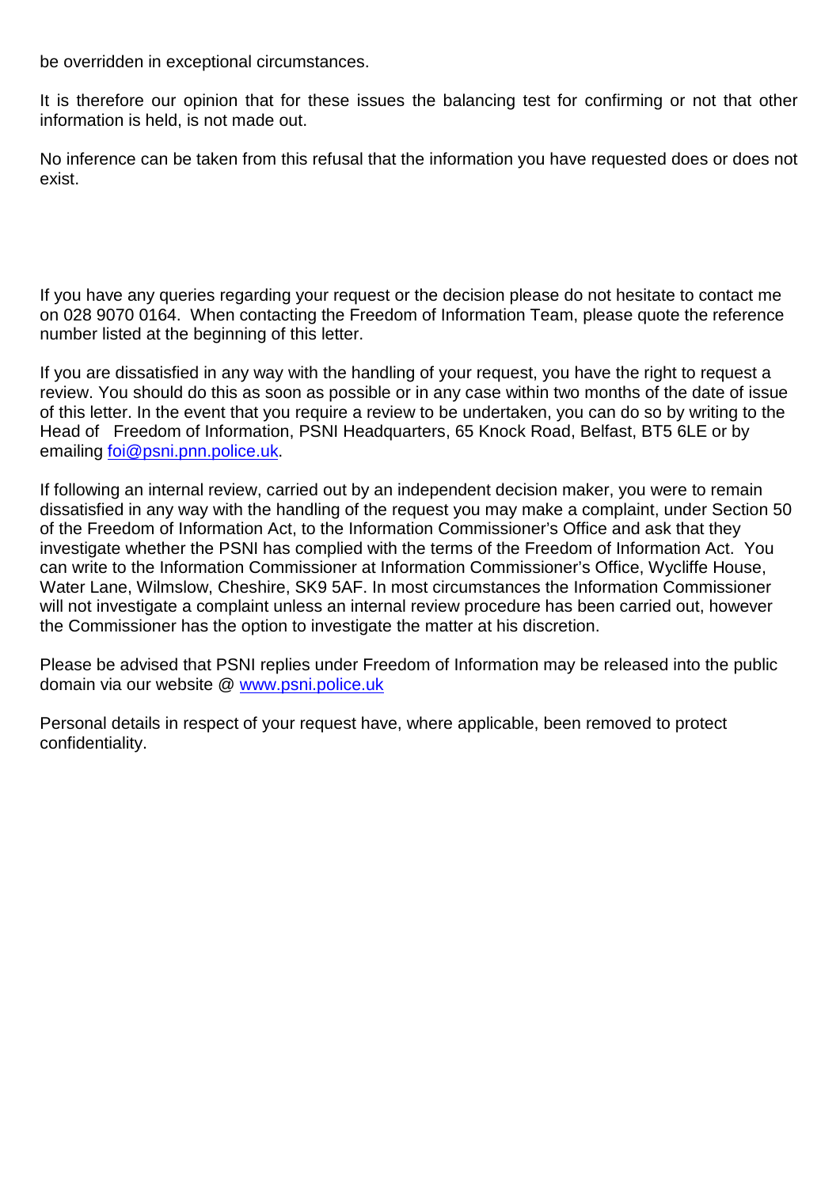be overridden in exceptional circumstances.

It is therefore our opinion that for these issues the balancing test for confirming or not that other information is held, is not made out.

No inference can be taken from this refusal that the information you have requested does or does not exist.

If you have any queries regarding your request or the decision please do not hesitate to contact me on 028 9070 0164. When contacting the Freedom of Information Team, please quote the reference number listed at the beginning of this letter.

If you are dissatisfied in any way with the handling of your request, you have the right to request a review. You should do this as soon as possible or in any case within two months of the date of issue of this letter. In the event that you require a review to be undertaken, you can do so by writing to the Head of Freedom of Information, PSNI Headquarters, 65 Knock Road, Belfast, BT5 6LE or by emailing [foi@psni.pnn.police.uk](mailto:foi@psni.pnn.police.uk).

If following an internal review, carried out by an independent decision maker, you were to remain dissatisfied in any way with the handling of the request you may make a complaint, under Section 50 of the Freedom of Information Act, to the Information Commissioner's Office and ask that they investigate whether the PSNI has complied with the terms of the Freedom of Information Act. You can write to the Information Commissioner at Information Commissioner's Office, Wycliffe House, Water Lane, Wilmslow, Cheshire, SK9 5AF. In most circumstances the Information Commissioner will not investigate a complaint unless an internal review procedure has been carried out, however the Commissioner has the option to investigate the matter at his discretion.

Please be advised that PSNI replies under Freedom of Information may be released into the public domain via our website @ [www.psni.police.uk](http://www.psni.police.uk)

Personal details in respect of your request have, where applicable, been removed to protect confidentiality.